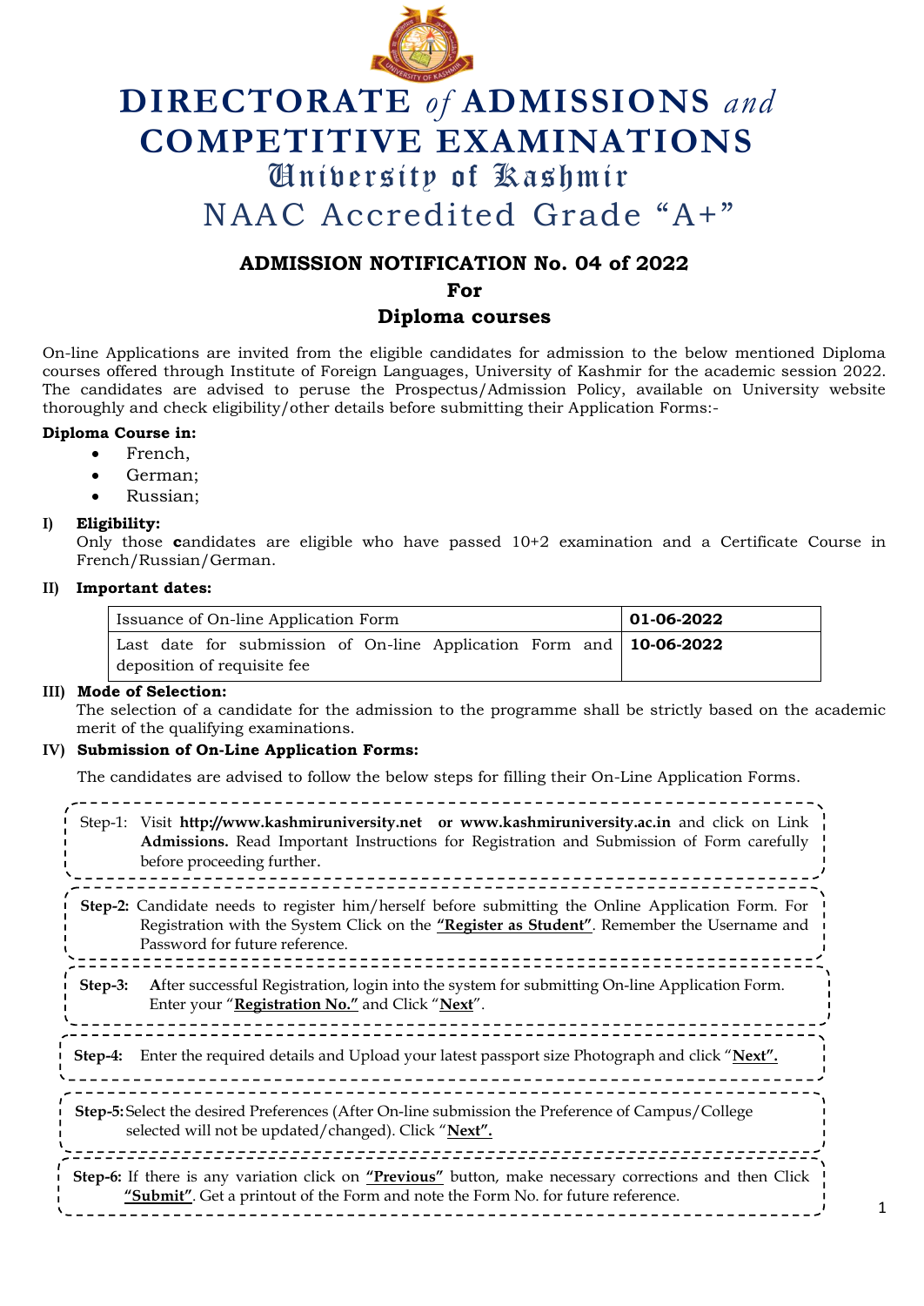# DIRECTORATE *of* ADMISSIONS *and* COMPETITIVE EXAMINATIONS

## University of Kashmir

## NAAC Accredited Grade "A+"

### ADMISSION NOTIFICATION No. 04 of 2022

### For

### Diploma courses

On-line Applications are invited from the eligible candidates for admission to the below mentioned Diploma courses offered through Institute of Foreign Languages, University of Kashmir for the academic session 2022. The candidates are advised to peruse the Prospectus/Admission Policy, available on University website thoroughly and check eligibility/other details before submitting their Application Forms:-

**Diploma Course in:**

- French,
- German;
- Russian;

**I) Eligibility:**

Only those **c**andidates are eligible who have passed 10+2 examination and a Certificate Course in French/Russian/German.

**II) Important dates:**

| Issuance of On-line Application Form | **01-06-2022** |
|---|---|
| Last date for submission of On-line Application Form and deposition of requisite fee | **10-06-2022** |

**III) Mode of Selection:**

The selection of a candidate for the admission to the programme shall be strictly based on the academic merit of the qualifying examinations.

**IV) Submission of On-Line Application Forms:**

The candidates are advised to follow the below steps for filling their On-Line Application Forms.

Step-1: Visit **http://www.kashmiruniversity.net or www.kashmiruniversity.ac.in** and click on Link **Admissions.** Read Important Instructions for Registration and Submission of Form carefully before proceeding further.

**Step-2:** Candidate needs to register him/herself before submitting the Online Application Form. For Registration with the System Click on the **"Register as Student"**. Remember the Username and Password for future reference.

**Step-3:** **A**fter successful Registration, login into the system for submitting On-line Application Form. Enter your "**Registration No."** and Click "**Next**".

**Step-4:** Enter the required details and Upload your latest passport size Photograph and click "**Next".**

**Step-5:** Select the desired Preferences (After On-line submission the Preference of Campus/College selected will not be updated/changed). Click "**Next".**

**Step-6:** If there is any variation click on **"Previous"** button, make necessary corrections and then Click **"Submit"**. Get a printout of the Form and note the Form No. for future reference.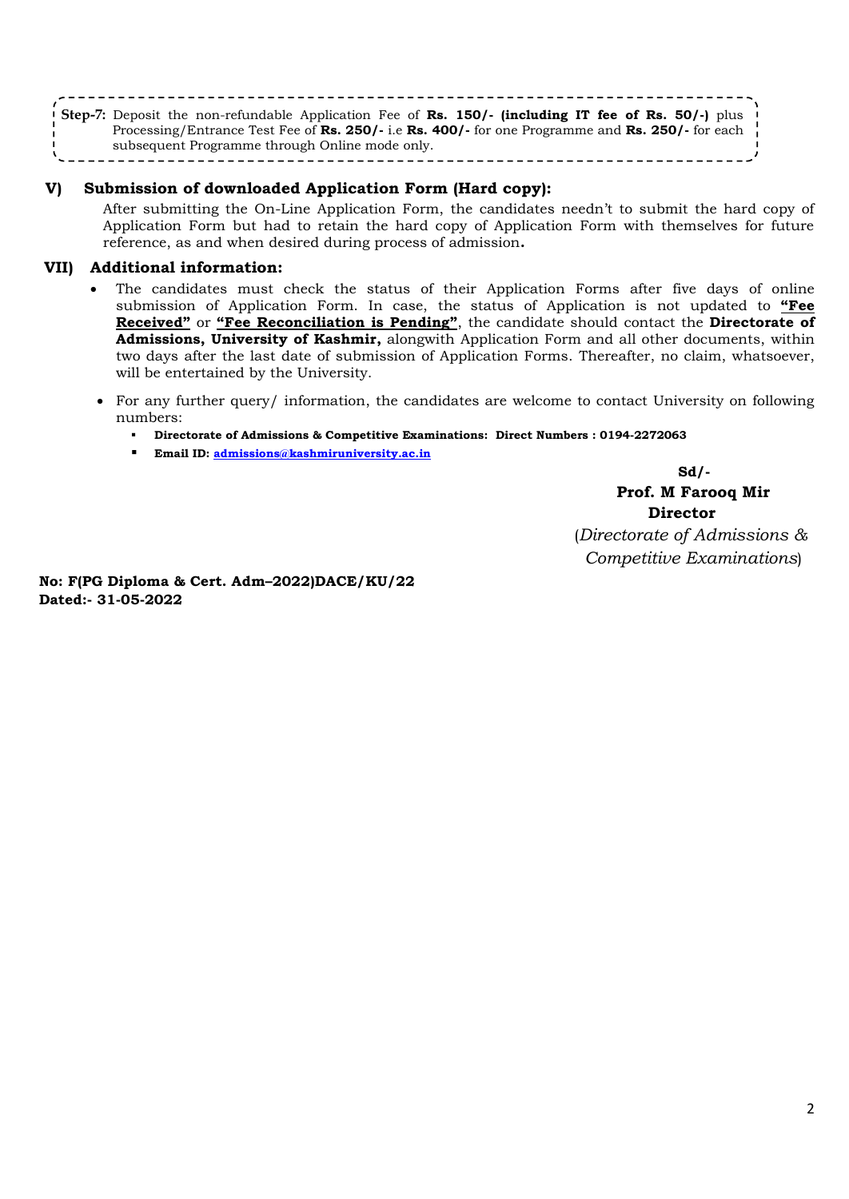**Step-7:** Deposit the non-refundable Application Fee of **Rs. 150/- (including IT fee of Rs. 50/-)** plus Processing/Entrance Test Fee of **Rs. 250/-** i.e **Rs. 400/-** for one Programme and **Rs. 250/-** for each subsequent Programme through Online mode only.

## V) Submission of downloaded Application Form (Hard copy):

After submitting the On-Line Application Form, the candidates needn't to submit the hard copy of Application Form but had to retain the hard copy of Application Form with themselves for future reference, as and when desired during process of admission**.**

## VII) Additional information:

- The candidates must check the status of their Application Forms after five days of online submission of Application Form. In case, the status of Application is not updated to **"Fee Received"** or **"Fee Reconciliation is Pending"**, the candidate should contact the **Directorate of Admissions, University of Kashmir,** alongwith Application Form and all other documents, within two days after the last date of submission of Application Forms. Thereafter, no claim, whatsoever, will be entertained by the University.

- For any further query/ information, the candidates are welcome to contact University on following numbers:
  - **Directorate of Admissions & Competitive Examinations: Direct Numbers : 0194-2272063**
  - **Email ID: admissions@kashmiruniversity.ac.in**

**Sd/-**
**Prof. M Farooq Mir**
**Director**
(*Directorate of Admissions & Competitive Examinations*)

**No: F(PG Diploma & Cert. Adm–2022)DACE/KU/22**
**Dated:- 31-05-2022**